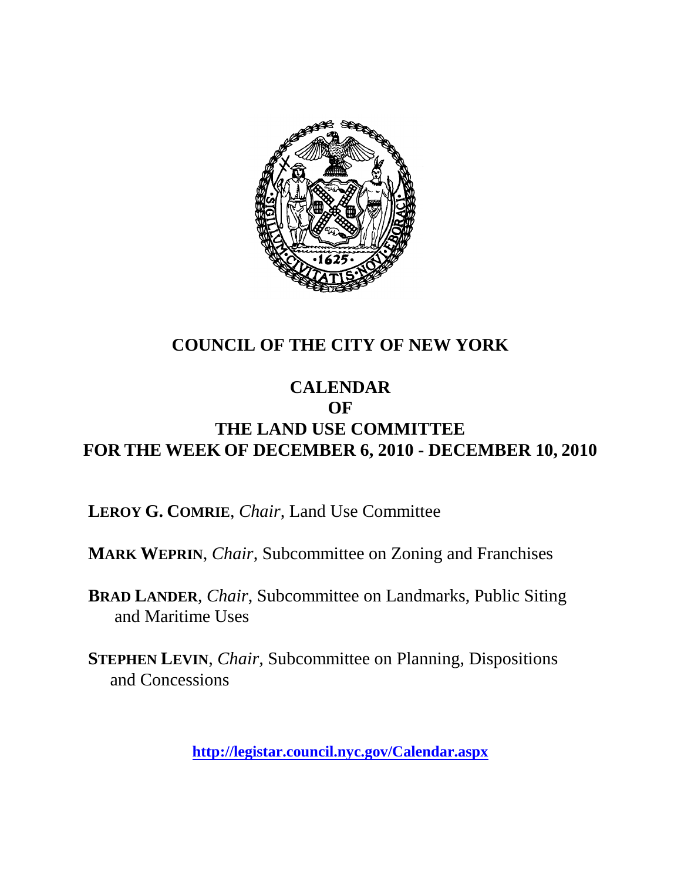# COUNCIL OF THE CITY OF NEW YORK

## CALENDAR
## OF
## THE LAND USE COMMITTEE
## FOR THE WEEK OF DECEMBER 6, 2010 - DECEMBER 10, 2010

**LEROY G. COMRIE**, *Chair*, Land Use Committee

**MARK WEPRIN**, *Chair*, Subcommittee on Zoning and Franchises

**BRAD LANDER**, *Chair*, Subcommittee on Landmarks, Public Siting and Maritime Uses

**STEPHEN LEVIN**, *Chair*, Subcommittee on Planning, Dispositions and Concessions

**http://legistar.council.nyc.gov/Calendar.aspx**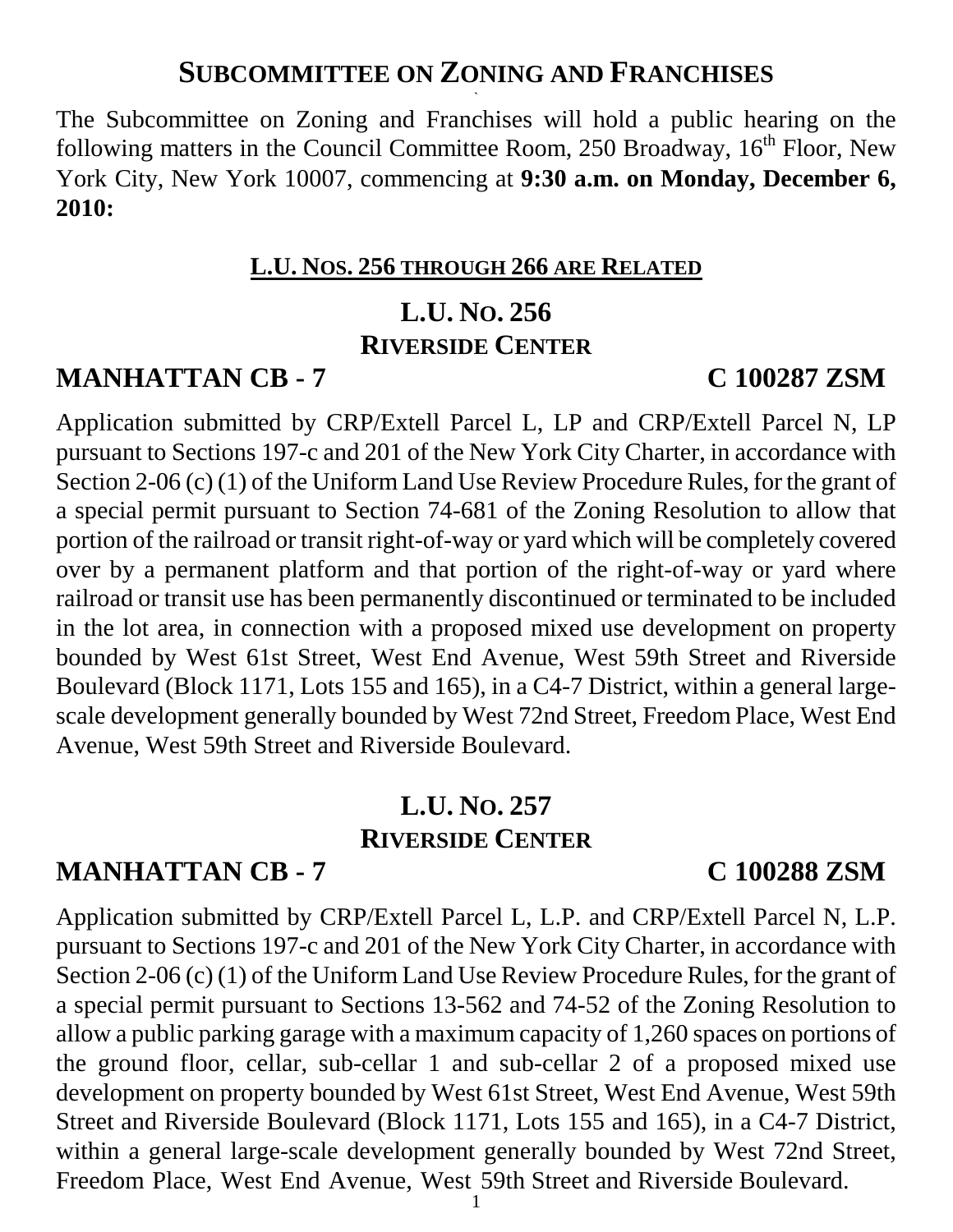# SUBCOMMITTEE ON ZONING AND FRANCHISES

The Subcommittee on Zoning and Franchises will hold a public hearing on the following matters in the Council Committee Room, 250 Broadway, 16th Floor, New York City, New York 10007, commencing at **9:30 a.m. on Monday, December 6, 2010:**

**L.U. NOS. 256 THROUGH 266 ARE RELATED**

## L.U. NO. 256
## RIVERSIDE CENTER

### MANHATTAN CB - 7 C 100287 ZSM

Application submitted by CRP/Extell Parcel L, LP and CRP/Extell Parcel N, LP pursuant to Sections 197-c and 201 of the New York City Charter, in accordance with Section 2-06 (c) (1) of the Uniform Land Use Review Procedure Rules, for the grant of a special permit pursuant to Section 74-681 of the Zoning Resolution to allow that portion of the railroad or transit right-of-way or yard which will be completely covered over by a permanent platform and that portion of the right-of-way or yard where railroad or transit use has been permanently discontinued or terminated to be included in the lot area, in connection with a proposed mixed use development on property bounded by West 61st Street, West End Avenue, West 59th Street and Riverside Boulevard (Block 1171, Lots 155 and 165), in a C4-7 District, within a general large-scale development generally bounded by West 72nd Street, Freedom Place, West End Avenue, West 59th Street and Riverside Boulevard.

## L.U. NO. 257
## RIVERSIDE CENTER

### MANHATTAN CB - 7 C 100288 ZSM

Application submitted by CRP/Extell Parcel L, L.P. and CRP/Extell Parcel N, L.P. pursuant to Sections 197-c and 201 of the New York City Charter, in accordance with Section 2-06 (c) (1) of the Uniform Land Use Review Procedure Rules, for the grant of a special permit pursuant to Sections 13-562 and 74-52 of the Zoning Resolution to allow a public parking garage with a maximum capacity of 1,260 spaces on portions of the ground floor, cellar, sub-cellar 1 and sub-cellar 2 of a proposed mixed use development on property bounded by West 61st Street, West End Avenue, West 59th Street and Riverside Boulevard (Block 1171, Lots 155 and 165), in a C4-7 District, within a general large-scale development generally bounded by West 72nd Street, Freedom Place, West End Avenue, West 59th Street and Riverside Boulevard.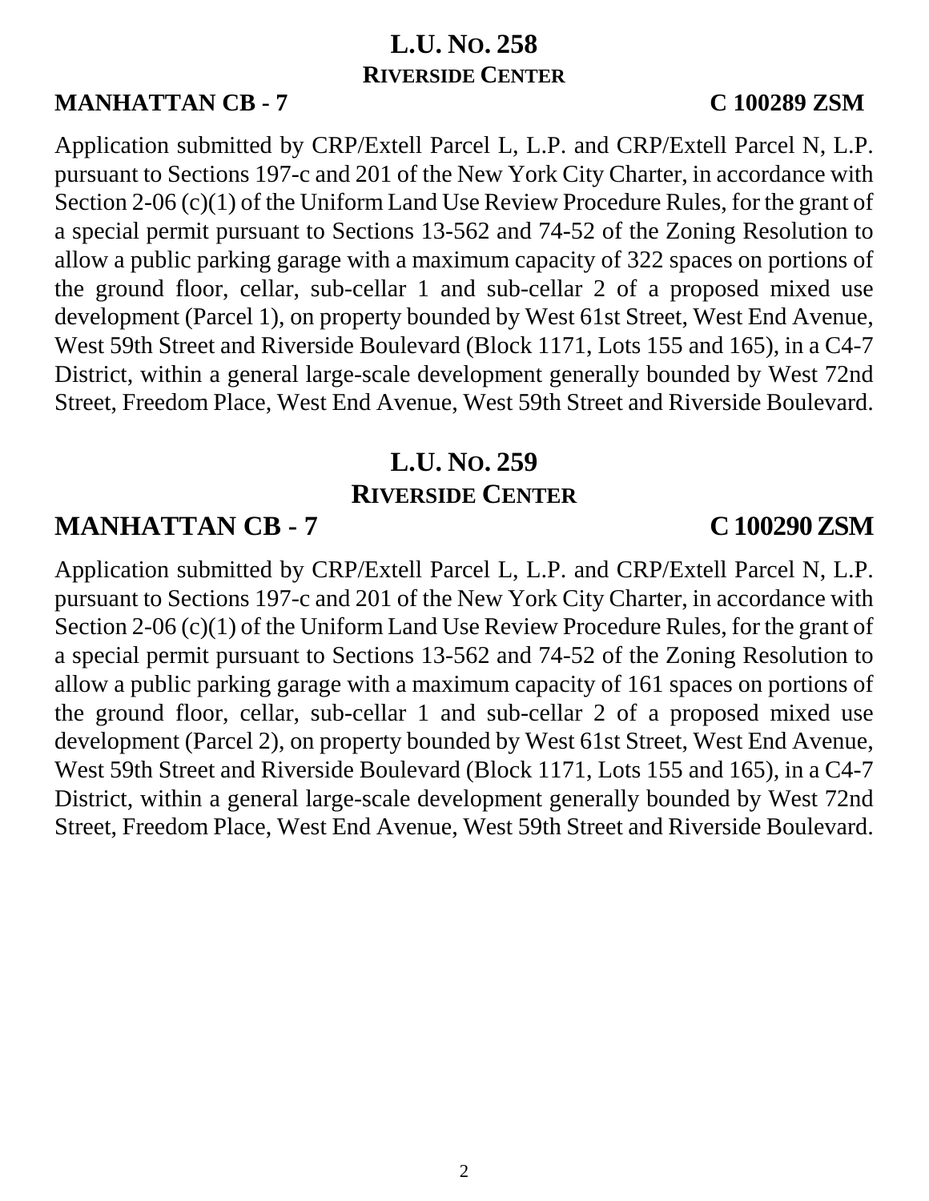## L.U. No. 258
### Riverside Center

**MANHATTAN CB - 7** **C 100289 ZSM**

Application submitted by CRP/Extell Parcel L, L.P. and CRP/Extell Parcel N, L.P. pursuant to Sections 197-c and 201 of the New York City Charter, in accordance with Section 2-06 (c)(1) of the Uniform Land Use Review Procedure Rules, for the grant of a special permit pursuant to Sections 13-562 and 74-52 of the Zoning Resolution to allow a public parking garage with a maximum capacity of 322 spaces on portions of the ground floor, cellar, sub-cellar 1 and sub-cellar 2 of a proposed mixed use development (Parcel 1), on property bounded by West 61st Street, West End Avenue, West 59th Street and Riverside Boulevard (Block 1171, Lots 155 and 165), in a C4-7 District, within a general large-scale development generally bounded by West 72nd Street, Freedom Place, West End Avenue, West 59th Street and Riverside Boulevard.

## L.U. No. 259
### Riverside Center

**MANHATTAN CB - 7** **C 100290 ZSM**

Application submitted by CRP/Extell Parcel L, L.P. and CRP/Extell Parcel N, L.P. pursuant to Sections 197-c and 201 of the New York City Charter, in accordance with Section 2-06 (c)(1) of the Uniform Land Use Review Procedure Rules, for the grant of a special permit pursuant to Sections 13-562 and 74-52 of the Zoning Resolution to allow a public parking garage with a maximum capacity of 161 spaces on portions of the ground floor, cellar, sub-cellar 1 and sub-cellar 2 of a proposed mixed use development (Parcel 2), on property bounded by West 61st Street, West End Avenue, West 59th Street and Riverside Boulevard (Block 1171, Lots 155 and 165), in a C4-7 District, within a general large-scale development generally bounded by West 72nd Street, Freedom Place, West End Avenue, West 59th Street and Riverside Boulevard.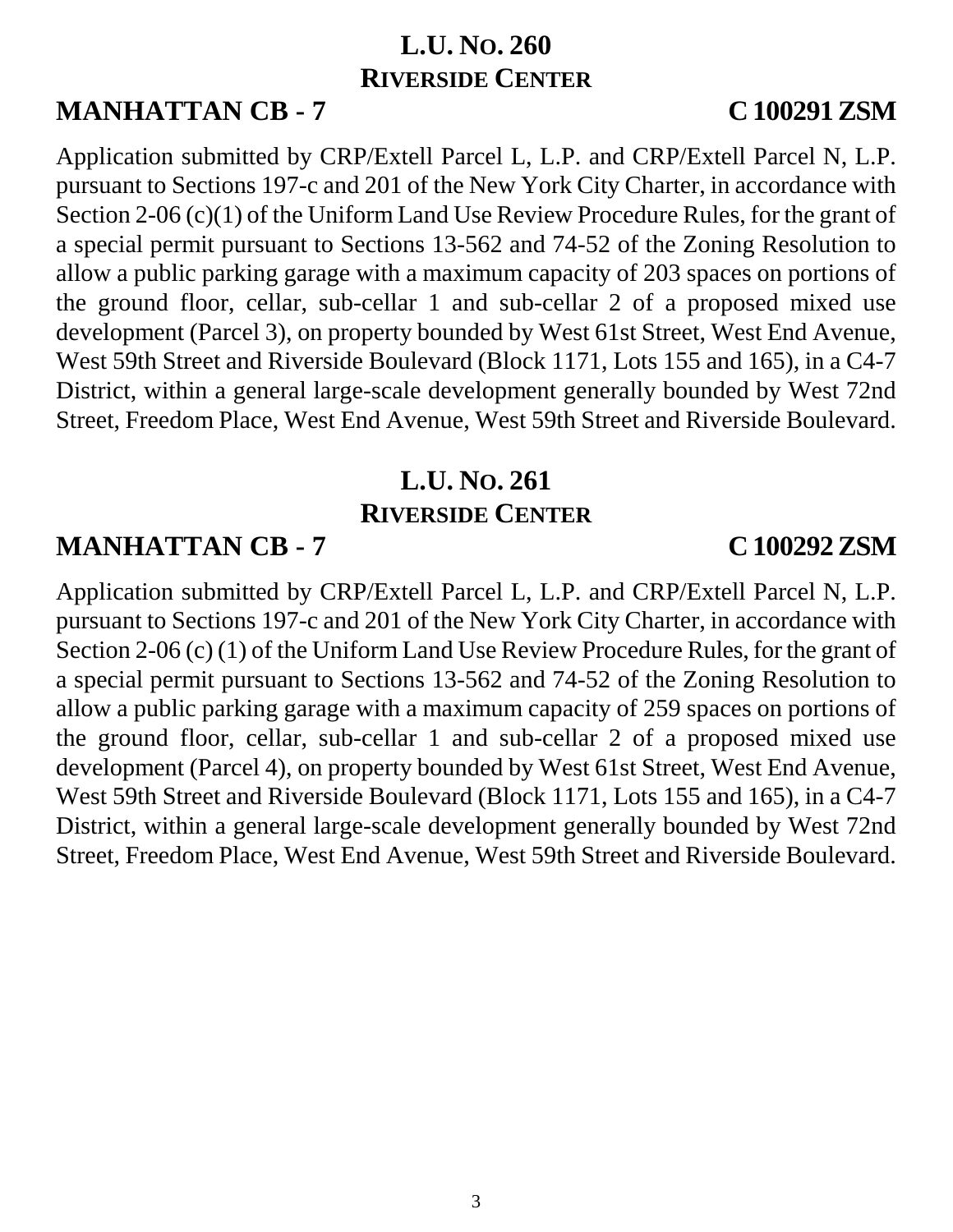## L.U. NO. 260
## RIVERSIDE CENTER

**MANHATTAN CB - 7** **C 100291 ZSM**

Application submitted by CRP/Extell Parcel L, L.P. and CRP/Extell Parcel N, L.P. pursuant to Sections 197-c and 201 of the New York City Charter, in accordance with Section 2-06 (c)(1) of the Uniform Land Use Review Procedure Rules, for the grant of a special permit pursuant to Sections 13-562 and 74-52 of the Zoning Resolution to allow a public parking garage with a maximum capacity of 203 spaces on portions of the ground floor, cellar, sub-cellar 1 and sub-cellar 2 of a proposed mixed use development (Parcel 3), on property bounded by West 61st Street, West End Avenue, West 59th Street and Riverside Boulevard (Block 1171, Lots 155 and 165), in a C4-7 District, within a general large-scale development generally bounded by West 72nd Street, Freedom Place, West End Avenue, West 59th Street and Riverside Boulevard.

## L.U. NO. 261
## RIVERSIDE CENTER

**MANHATTAN CB - 7** **C 100292 ZSM**

Application submitted by CRP/Extell Parcel L, L.P. and CRP/Extell Parcel N, L.P. pursuant to Sections 197-c and 201 of the New York City Charter, in accordance with Section 2-06 (c) (1) of the Uniform Land Use Review Procedure Rules, for the grant of a special permit pursuant to Sections 13-562 and 74-52 of the Zoning Resolution to allow a public parking garage with a maximum capacity of 259 spaces on portions of the ground floor, cellar, sub-cellar 1 and sub-cellar 2 of a proposed mixed use development (Parcel 4), on property bounded by West 61st Street, West End Avenue, West 59th Street and Riverside Boulevard (Block 1171, Lots 155 and 165), in a C4-7 District, within a general large-scale development generally bounded by West 72nd Street, Freedom Place, West End Avenue, West 59th Street and Riverside Boulevard.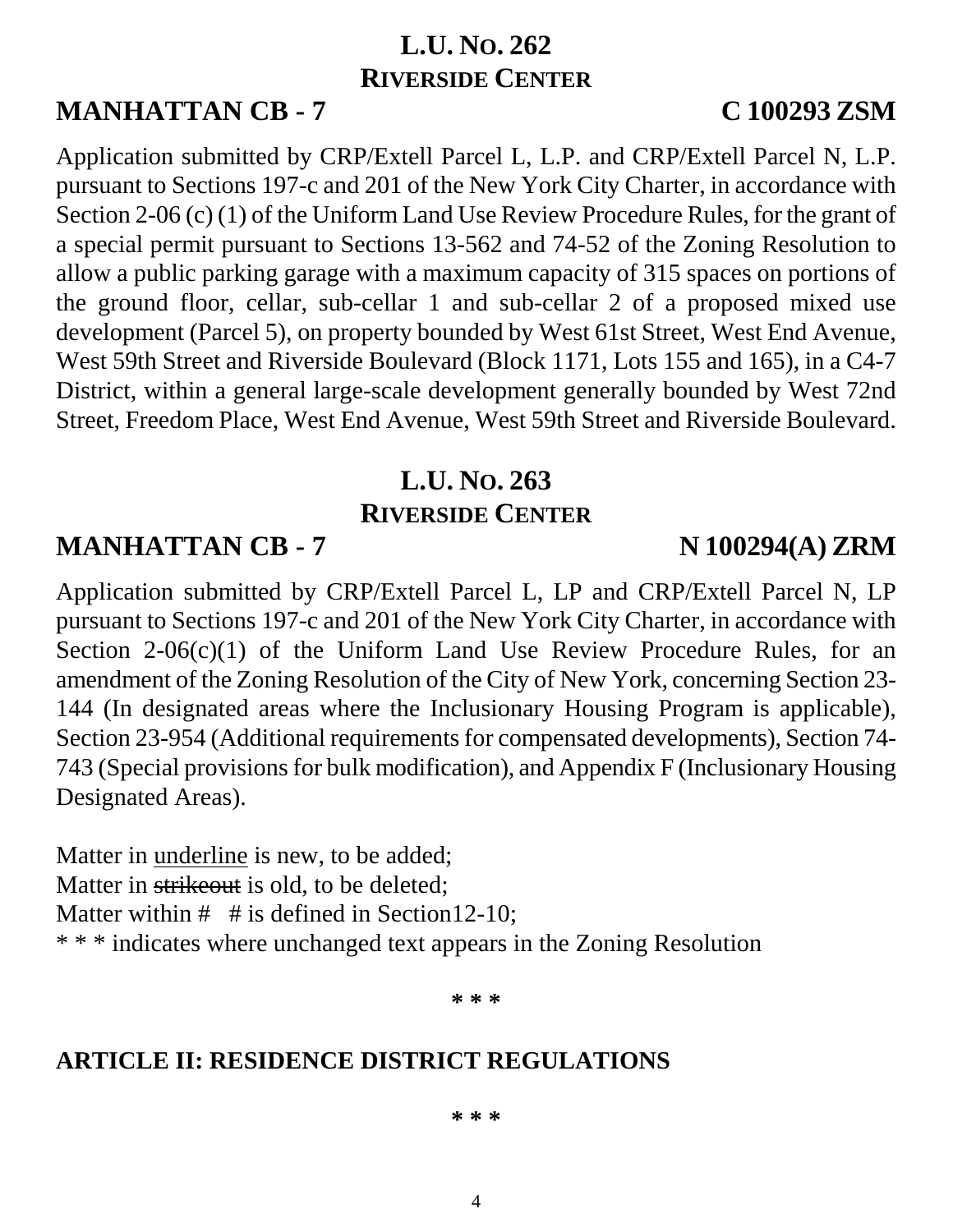## L.U. No. 262
## Riverside Center

**MANHATTAN CB - 7** **C 100293 ZSM**

Application submitted by CRP/Extell Parcel L, L.P. and CRP/Extell Parcel N, L.P. pursuant to Sections 197-c and 201 of the New York City Charter, in accordance with Section 2-06 (c) (1) of the Uniform Land Use Review Procedure Rules, for the grant of a special permit pursuant to Sections 13-562 and 74-52 of the Zoning Resolution to allow a public parking garage with a maximum capacity of 315 spaces on portions of the ground floor, cellar, sub-cellar 1 and sub-cellar 2 of a proposed mixed use development (Parcel 5), on property bounded by West 61st Street, West End Avenue, West 59th Street and Riverside Boulevard (Block 1171, Lots 155 and 165), in a C4-7 District, within a general large-scale development generally bounded by West 72nd Street, Freedom Place, West End Avenue, West 59th Street and Riverside Boulevard.

## L.U. No. 263
## Riverside Center

**MANHATTAN CB - 7** **N 100294(A) ZRM**

Application submitted by CRP/Extell Parcel L, LP and CRP/Extell Parcel N, LP pursuant to Sections 197-c and 201 of the New York City Charter, in accordance with Section 2-06(c)(1) of the Uniform Land Use Review Procedure Rules, for an amendment of the Zoning Resolution of the City of New York, concerning Section 23-144 (In designated areas where the Inclusionary Housing Program is applicable), Section 23-954 (Additional requirements for compensated developments), Section 74-743 (Special provisions for bulk modification), and Appendix F (Inclusionary Housing Designated Areas).

Matter in <u>underline</u> is new, to be added;
Matter in ~~strikeout~~ is old, to be deleted;
Matter within # # is defined in Section12-10;
* * * indicates where unchanged text appears in the Zoning Resolution

**\* \* \***

**ARTICLE II: RESIDENCE DISTRICT REGULATIONS**

**\* \* \***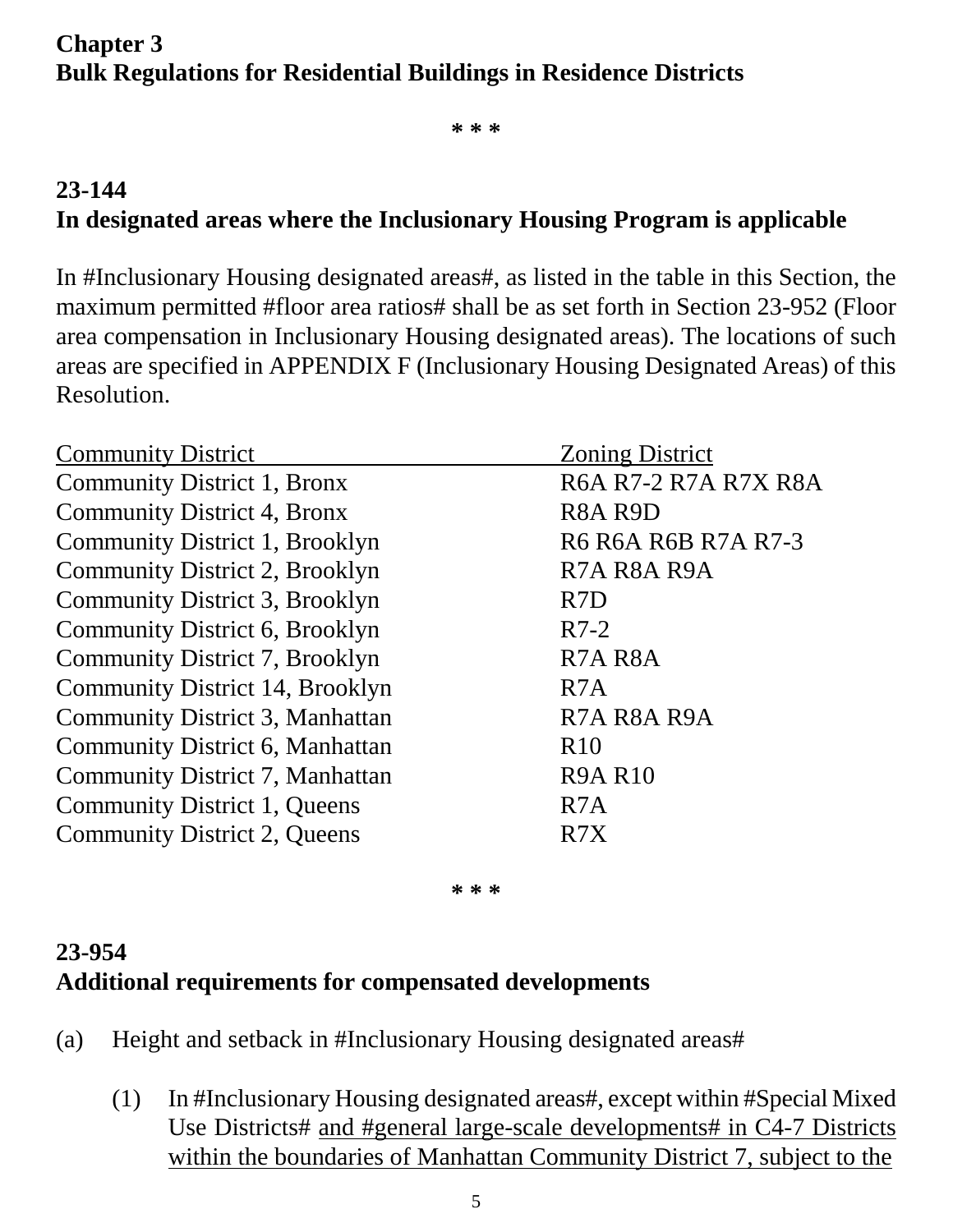**Chapter 3**
**Bulk Regulations for Residential Buildings in Residence Districts**

* * *

**23-144**
**In designated areas where the Inclusionary Housing Program is applicable**

In #Inclusionary Housing designated areas#, as listed in the table in this Section, the maximum permitted #floor area ratios# shall be as set forth in Section 23-952 (Floor area compensation in Inclusionary Housing designated areas). The locations of such areas are specified in APPENDIX F (Inclusionary Housing Designated Areas) of this Resolution.

| Community District | Zoning District |
|---|---|
| Community District 1, Bronx | R6A R7-2 R7A R7X R8A |
| Community District 4, Bronx | R8A R9D |
| Community District 1, Brooklyn | R6 R6A R6B R7A R7-3 |
| Community District 2, Brooklyn | R7A R8A R9A |
| Community District 3, Brooklyn | R7D |
| Community District 6, Brooklyn | R7-2 |
| Community District 7, Brooklyn | R7A R8A |
| Community District 14, Brooklyn | R7A |
| Community District 3, Manhattan | R7A R8A R9A |
| Community District 6, Manhattan | R10 |
| Community District 7, Manhattan | R9A R10 |
| Community District 1, Queens | R7A |
| Community District 2, Queens | R7X |

* * *

**23-954**
**Additional requirements for compensated developments**

(a) Height and setback in #Inclusionary Housing designated areas#

(1) In #Inclusionary Housing designated areas#, except within #Special Mixed Use Districts# <u>and #general large-scale developments# in C4-7 Districts within the boundaries of Manhattan Community District 7, subject to the</u>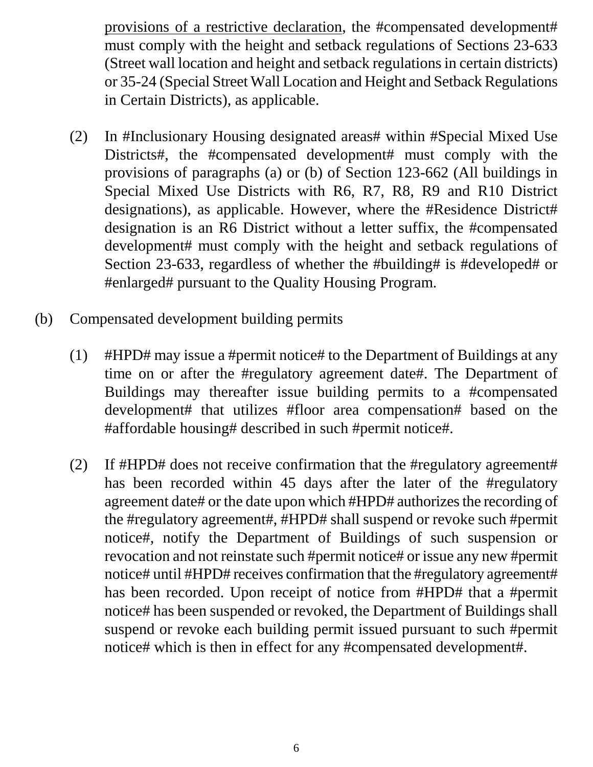provisions of a restrictive declaration, the #compensated development# must comply with the height and setback regulations of Sections 23-633 (Street wall location and height and setback regulations in certain districts) or 35-24 (Special Street Wall Location and Height and Setback Regulations in Certain Districts), as applicable.

(2) In #Inclusionary Housing designated areas# within #Special Mixed Use Districts#, the #compensated development# must comply with the provisions of paragraphs (a) or (b) of Section 123-662 (All buildings in Special Mixed Use Districts with R6, R7, R8, R9 and R10 District designations), as applicable. However, where the #Residence District# designation is an R6 District without a letter suffix, the #compensated development# must comply with the height and setback regulations of Section 23-633, regardless of whether the #building# is #developed# or #enlarged# pursuant to the Quality Housing Program.

(b) Compensated development building permits

(1) #HPD# may issue a #permit notice# to the Department of Buildings at any time on or after the #regulatory agreement date#. The Department of Buildings may thereafter issue building permits to a #compensated development# that utilizes #floor area compensation# based on the #affordable housing# described in such #permit notice#.

(2) If #HPD# does not receive confirmation that the #regulatory agreement# has been recorded within 45 days after the later of the #regulatory agreement date# or the date upon which #HPD# authorizes the recording of the #regulatory agreement#, #HPD# shall suspend or revoke such #permit notice#, notify the Department of Buildings of such suspension or revocation and not reinstate such #permit notice# or issue any new #permit notice# until #HPD# receives confirmation that the #regulatory agreement# has been recorded. Upon receipt of notice from #HPD# that a #permit notice# has been suspended or revoked, the Department of Buildings shall suspend or revoke each building permit issued pursuant to such #permit notice# which is then in effect for any #compensated development#.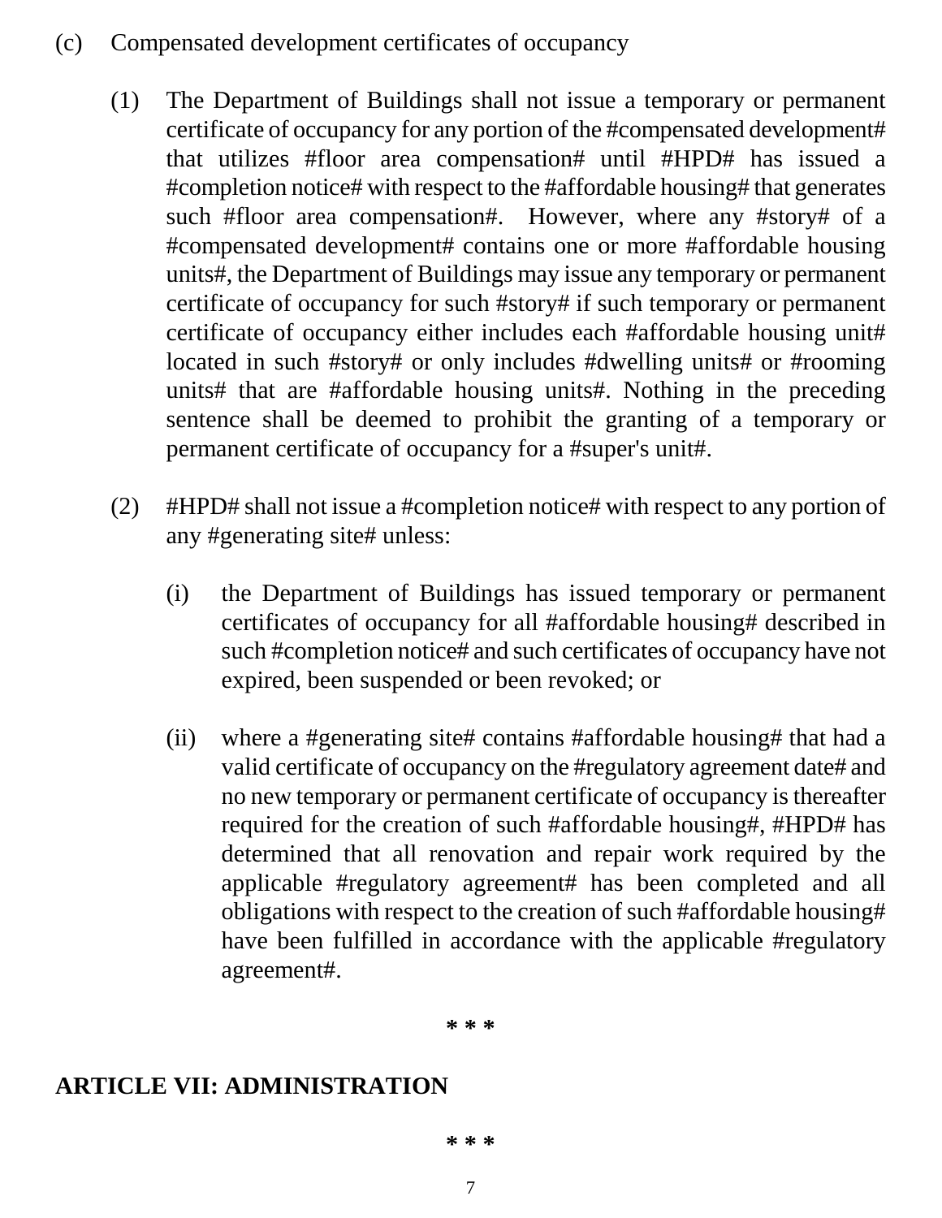(c) Compensated development certificates of occupancy

(1) The Department of Buildings shall not issue a temporary or permanent certificate of occupancy for any portion of the #compensated development# that utilizes #floor area compensation# until #HPD# has issued a #completion notice# with respect to the #affordable housing# that generates such #floor area compensation#. However, where any #story# of a #compensated development# contains one or more #affordable housing units#, the Department of Buildings may issue any temporary or permanent certificate of occupancy for such #story# if such temporary or permanent certificate of occupancy either includes each #affordable housing unit# located in such #story# or only includes #dwelling units# or #rooming units# that are #affordable housing units#. Nothing in the preceding sentence shall be deemed to prohibit the granting of a temporary or permanent certificate of occupancy for a #super's unit#.

(2) #HPD# shall not issue a #completion notice# with respect to any portion of any #generating site# unless:

(i) the Department of Buildings has issued temporary or permanent certificates of occupancy for all #affordable housing# described in such #completion notice# and such certificates of occupancy have not expired, been suspended or been revoked; or

(ii) where a #generating site# contains #affordable housing# that had a valid certificate of occupancy on the #regulatory agreement date# and no new temporary or permanent certificate of occupancy is thereafter required for the creation of such #affordable housing#, #HPD# has determined that all renovation and repair work required by the applicable #regulatory agreement# has been completed and all obligations with respect to the creation of such #affordable housing# have been fulfilled in accordance with the applicable #regulatory agreement#.

\* \* \*

## ARTICLE VII: ADMINISTRATION

\* \* \*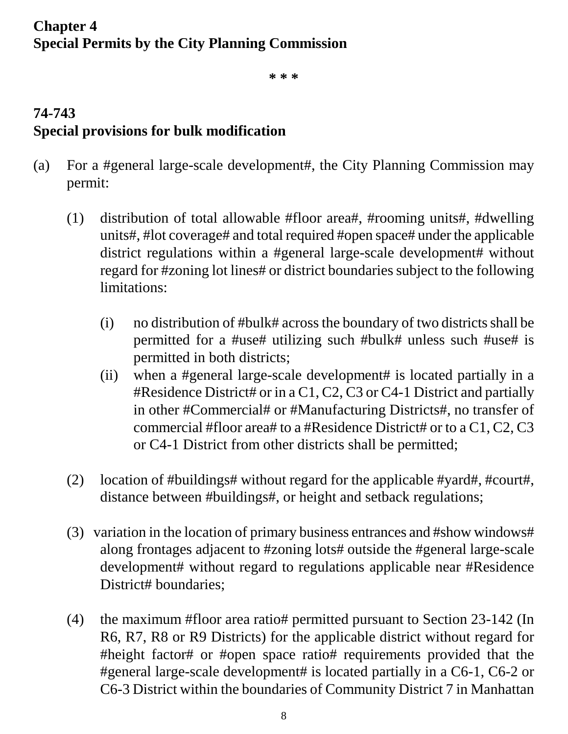# Chapter 4
# Special Permits by the City Planning Commission

\* \* \*

## 74-743
## Special provisions for bulk modification

(a) For a #general large-scale development#, the City Planning Commission may permit:

   (1) distribution of total allowable #floor area#, #rooming units#, #dwelling units#, #lot coverage# and total required #open space# under the applicable district regulations within a #general large-scale development# without regard for #zoning lot lines# or district boundaries subject to the following limitations:

      (i) no distribution of #bulk# across the boundary of two districts shall be permitted for a #use# utilizing such #bulk# unless such #use# is permitted in both districts;

      (ii) when a #general large-scale development# is located partially in a #Residence District# or in a C1, C2, C3 or C4-1 District and partially in other #Commercial# or #Manufacturing Districts#, no transfer of commercial #floor area# to a #Residence District# or to a C1, C2, C3 or C4-1 District from other districts shall be permitted;

   (2) location of #buildings# without regard for the applicable #yard#, #court#, distance between #buildings#, or height and setback regulations;

   (3) variation in the location of primary business entrances and #show windows# along frontages adjacent to #zoning lots# outside the #general large-scale development# without regard to regulations applicable near #Residence District# boundaries;

   (4) the maximum #floor area ratio# permitted pursuant to Section 23-142 (In R6, R7, R8 or R9 Districts) for the applicable district without regard for #height factor# or #open space ratio# requirements provided that the #general large-scale development# is located partially in a C6-1, C6-2 or C6-3 District within the boundaries of Community District 7 in Manhattan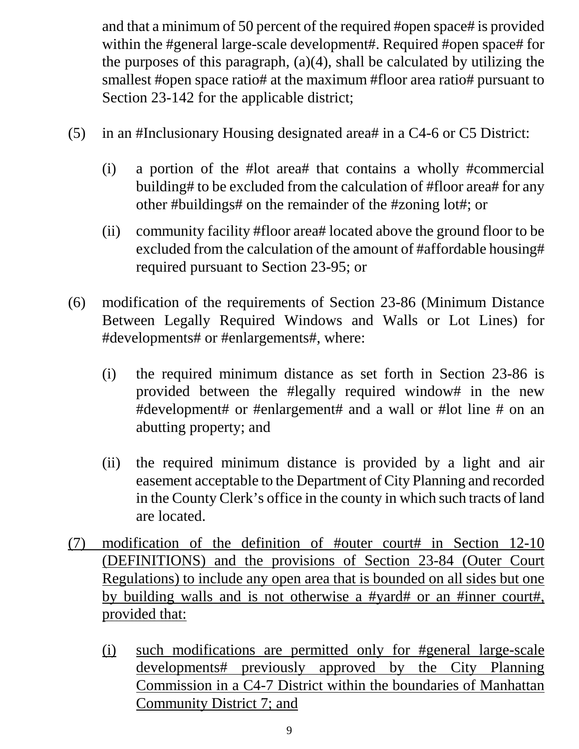and that a minimum of 50 percent of the required #open space# is provided within the #general large-scale development#. Required #open space# for the purposes of this paragraph, (a)(4), shall be calculated by utilizing the smallest #open space ratio# at the maximum #floor area ratio# pursuant to Section 23-142 for the applicable district;

(5) in an #Inclusionary Housing designated area# in a C4-6 or C5 District:

  (i) a portion of the #lot area# that contains a wholly #commercial building# to be excluded from the calculation of #floor area# for any other #buildings# on the remainder of the #zoning lot#; or

  (ii) community facility #floor area# located above the ground floor to be excluded from the calculation of the amount of #affordable housing# required pursuant to Section 23-95; or

(6) modification of the requirements of Section 23-86 (Minimum Distance Between Legally Required Windows and Walls or Lot Lines) for #developments# or #enlargements#, where:

  (i) the required minimum distance as set forth in Section 23-86 is provided between the #legally required window# in the new #development# or #enlargement# and a wall or #lot line # on an abutting property; and

  (ii) the required minimum distance is provided by a light and air easement acceptable to the Department of City Planning and recorded in the County Clerk's office in the county in which such tracts of land are located.

<u>(7) modification of the definition of #outer court# in Section 12-10 (DEFINITIONS) and the provisions of Section 23-84 (Outer Court Regulations) to include any open area that is bounded on all sides but one by building walls and is not otherwise a #yard# or an #inner court#, provided that:</u>

  <u>(i) such modifications are permitted only for #general large-scale developments# previously approved by the City Planning Commission in a C4-7 District within the boundaries of Manhattan Community District 7; and</u>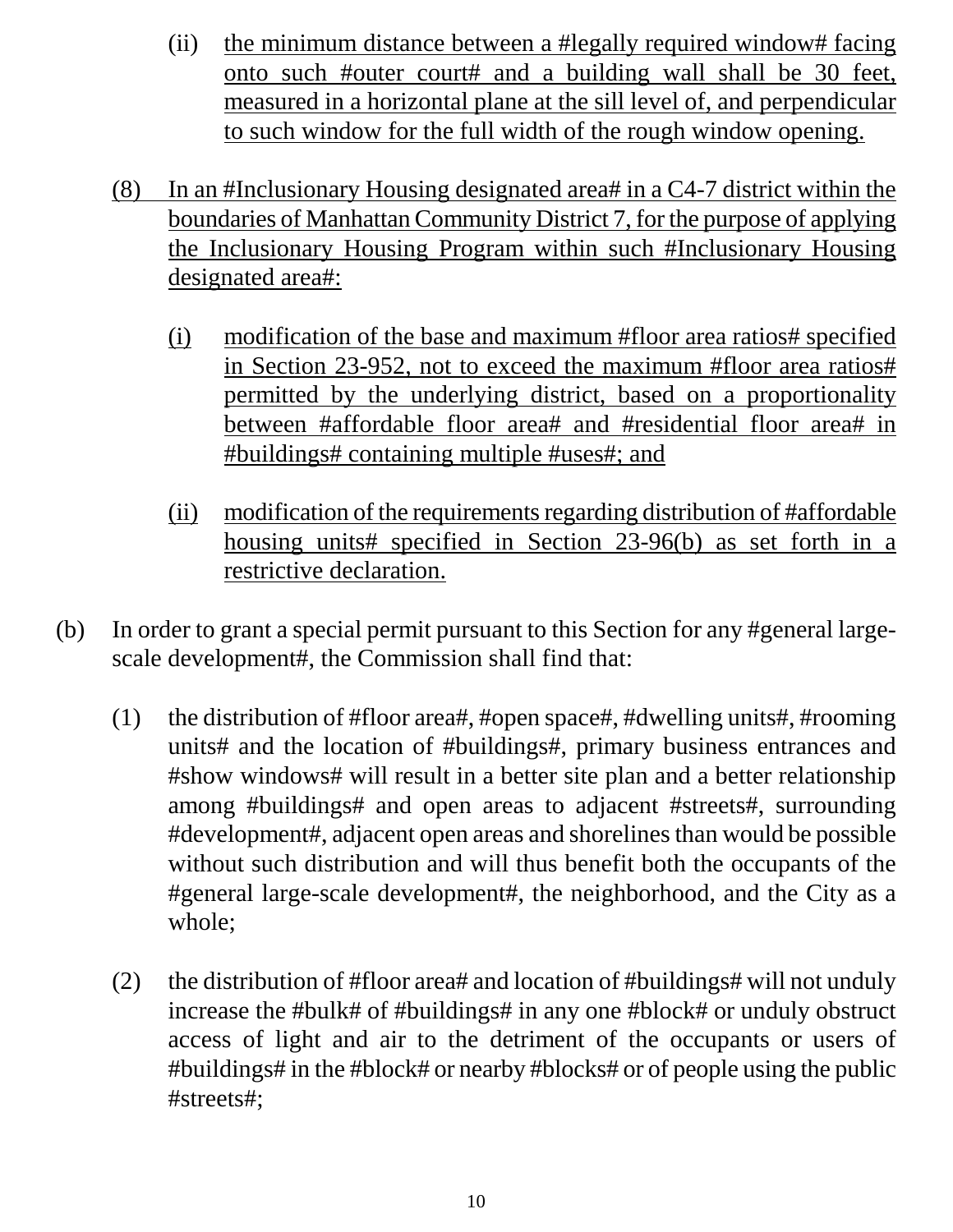(ii) the minimum distance between a #legally required window# facing onto such #outer court# and a building wall shall be 30 feet, measured in a horizontal plane at the sill level of, and perpendicular to such window for the full width of the rough window opening.

(8) In an #Inclusionary Housing designated area# in a C4-7 district within the boundaries of Manhattan Community District 7, for the purpose of applying the Inclusionary Housing Program within such #Inclusionary Housing designated area#:

(i) modification of the base and maximum #floor area ratios# specified in Section 23-952, not to exceed the maximum #floor area ratios# permitted by the underlying district, based on a proportionality between #affordable floor area# and #residential floor area# in #buildings# containing multiple #uses#; and

(ii) modification of the requirements regarding distribution of #affordable housing units# specified in Section 23-96(b) as set forth in a restrictive declaration.

(b) In order to grant a special permit pursuant to this Section for any #general large-scale development#, the Commission shall find that:

(1) the distribution of #floor area#, #open space#, #dwelling units#, #rooming units# and the location of #buildings#, primary business entrances and #show windows# will result in a better site plan and a better relationship among #buildings# and open areas to adjacent #streets#, surrounding #development#, adjacent open areas and shorelines than would be possible without such distribution and will thus benefit both the occupants of the #general large-scale development#, the neighborhood, and the City as a whole;

(2) the distribution of #floor area# and location of #buildings# will not unduly increase the #bulk# of #buildings# in any one #block# or unduly obstruct access of light and air to the detriment of the occupants or users of #buildings# in the #block# or nearby #blocks# or of people using the public #streets#;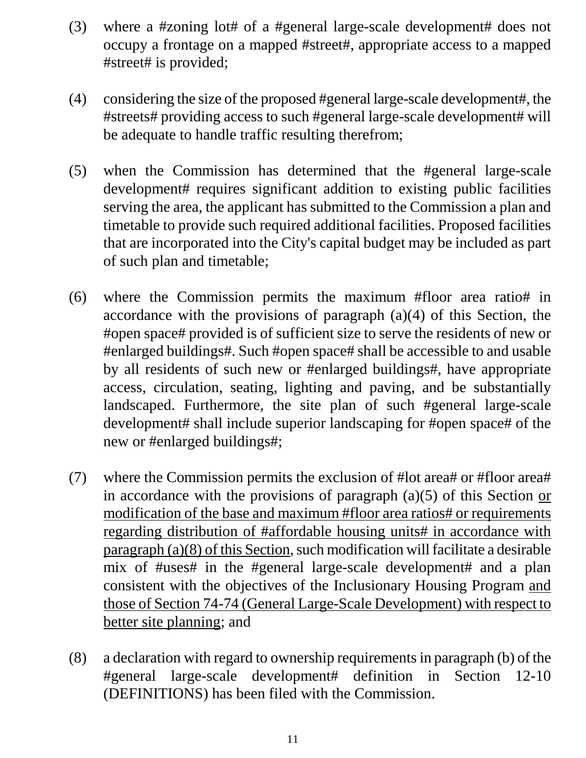(3) where a #zoning lot# of a #general large-scale development# does not occupy a frontage on a mapped #street#, appropriate access to a mapped #street# is provided;

(4) considering the size of the proposed #general large-scale development#, the #streets# providing access to such #general large-scale development# will be adequate to handle traffic resulting therefrom;

(5) when the Commission has determined that the #general large-scale development# requires significant addition to existing public facilities serving the area, the applicant has submitted to the Commission a plan and timetable to provide such required additional facilities. Proposed facilities that are incorporated into the City's capital budget may be included as part of such plan and timetable;

(6) where the Commission permits the maximum #floor area ratio# in accordance with the provisions of paragraph (a)(4) of this Section, the #open space# provided is of sufficient size to serve the residents of new or #enlarged buildings#. Such #open space# shall be accessible to and usable by all residents of such new or #enlarged buildings#, have appropriate access, circulation, seating, lighting and paving, and be substantially landscaped. Furthermore, the site plan of such #general large-scale development# shall include superior landscaping for #open space# of the new or #enlarged buildings#;

(7) where the Commission permits the exclusion of #lot area# or #floor area# in accordance with the provisions of paragraph (a)(5) of this Section <u>or modification of the base and maximum #floor area ratios# or requirements regarding distribution of #affordable housing units# in accordance with paragraph (a)(8) of this Section</u>, such modification will facilitate a desirable mix of #uses# in the #general large-scale development# and a plan consistent with the objectives of the Inclusionary Housing Program <u>and those of Section 74-74 (General Large-Scale Development) with respect to better site planning</u>; and

(8) a declaration with regard to ownership requirements in paragraph (b) of the #general large-scale development# definition in Section 12-10 (DEFINITIONS) has been filed with the Commission.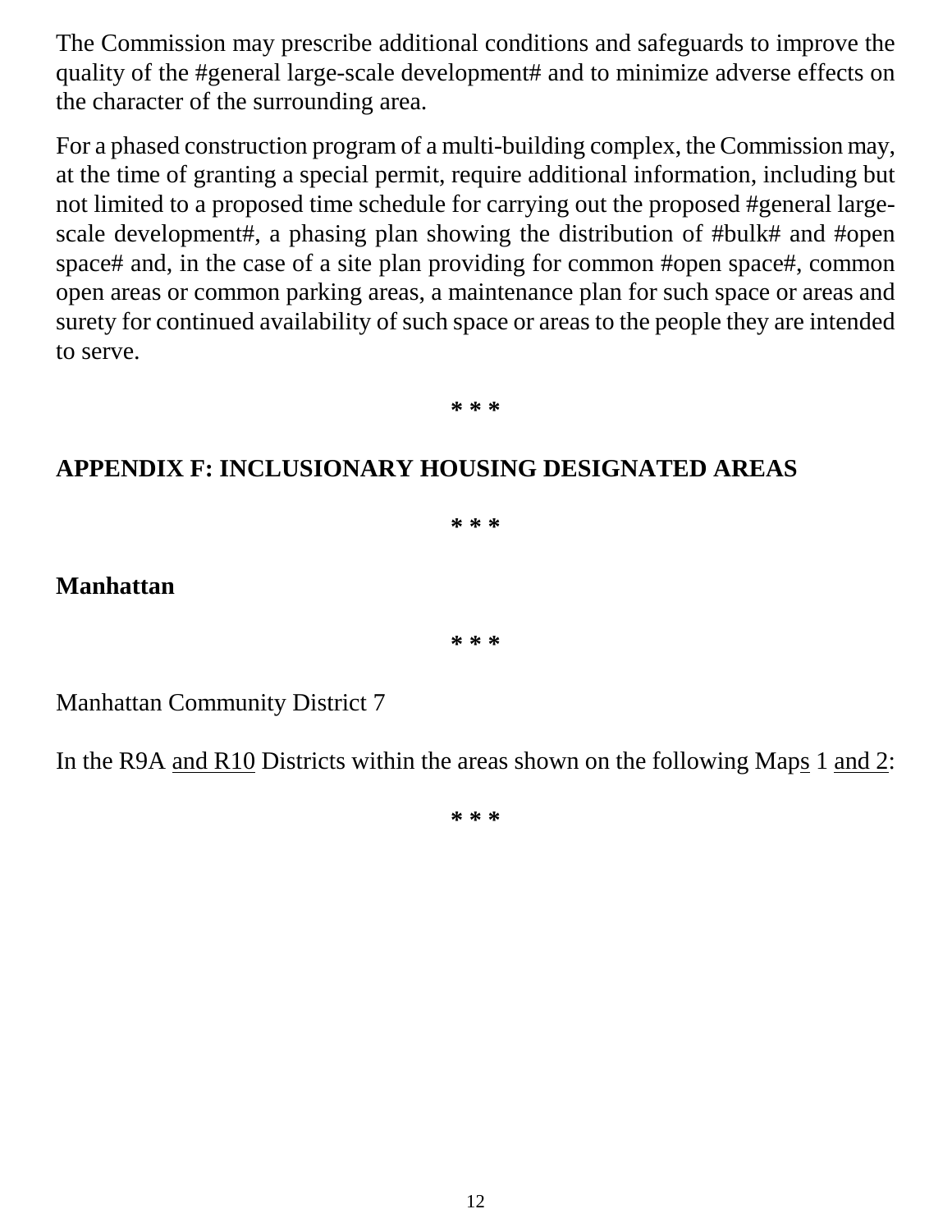The Commission may prescribe additional conditions and safeguards to improve the quality of the #general large-scale development# and to minimize adverse effects on the character of the surrounding area.

For a phased construction program of a multi-building complex, the Commission may, at the time of granting a special permit, require additional information, including but not limited to a proposed time schedule for carrying out the proposed #general large-scale development#, a phasing plan showing the distribution of #bulk# and #open space# and, in the case of a site plan providing for common #open space#, common open areas or common parking areas, a maintenance plan for such space or areas and surety for continued availability of such space or areas to the people they are intended to serve.

\* \* \*

**APPENDIX F: INCLUSIONARY HOUSING DESIGNATED AREAS**

\* \* \*

**Manhattan**

\* \* \*

Manhattan Community District 7

In the R9A <u>and R10</u> Districts within the areas shown on the following Map<u>s</u> 1 <u>and 2</u>:

\* \* \*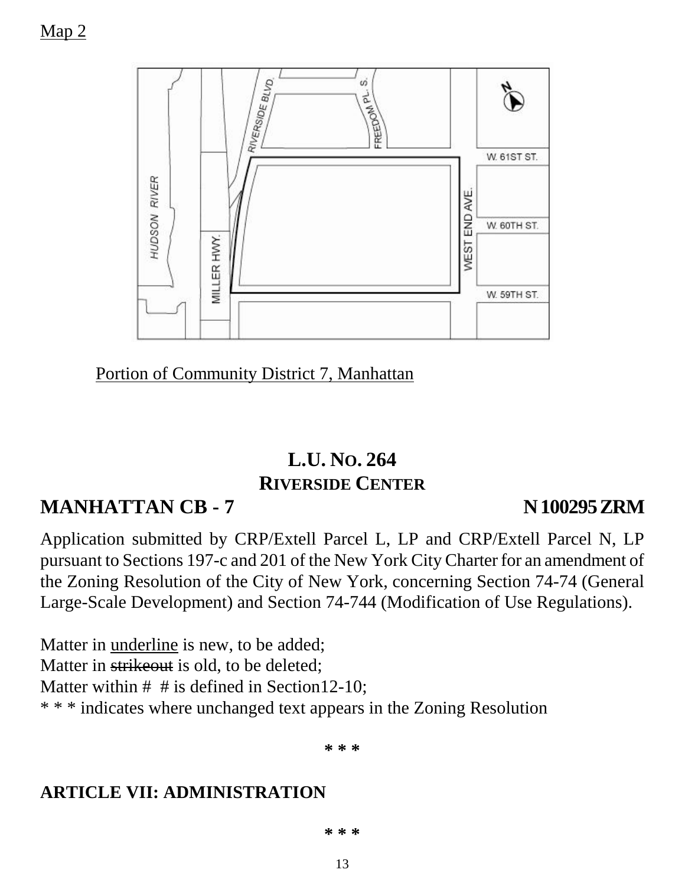Map 2

Portion of Community District 7, Manhattan

**L.U. NO. 264**
**RIVERSIDE CENTER**

## MANHATTAN CB - 7 N 100295 ZRM

Application submitted by CRP/Extell Parcel L, LP and CRP/Extell Parcel N, LP pursuant to Sections 197-c and 201 of the New York City Charter for an amendment of the Zoning Resolution of the City of New York, concerning Section 74-74 (General Large-Scale Development) and Section 74-744 (Modification of Use Regulations).

Matter in <u>underline</u> is new, to be added;
Matter in ~~strikeout~~ is old, to be deleted;
Matter within # # is defined in Section12-10;
* * * indicates where unchanged text appears in the Zoning Resolution

* * *

**ARTICLE VII: ADMINISTRATION**

* * *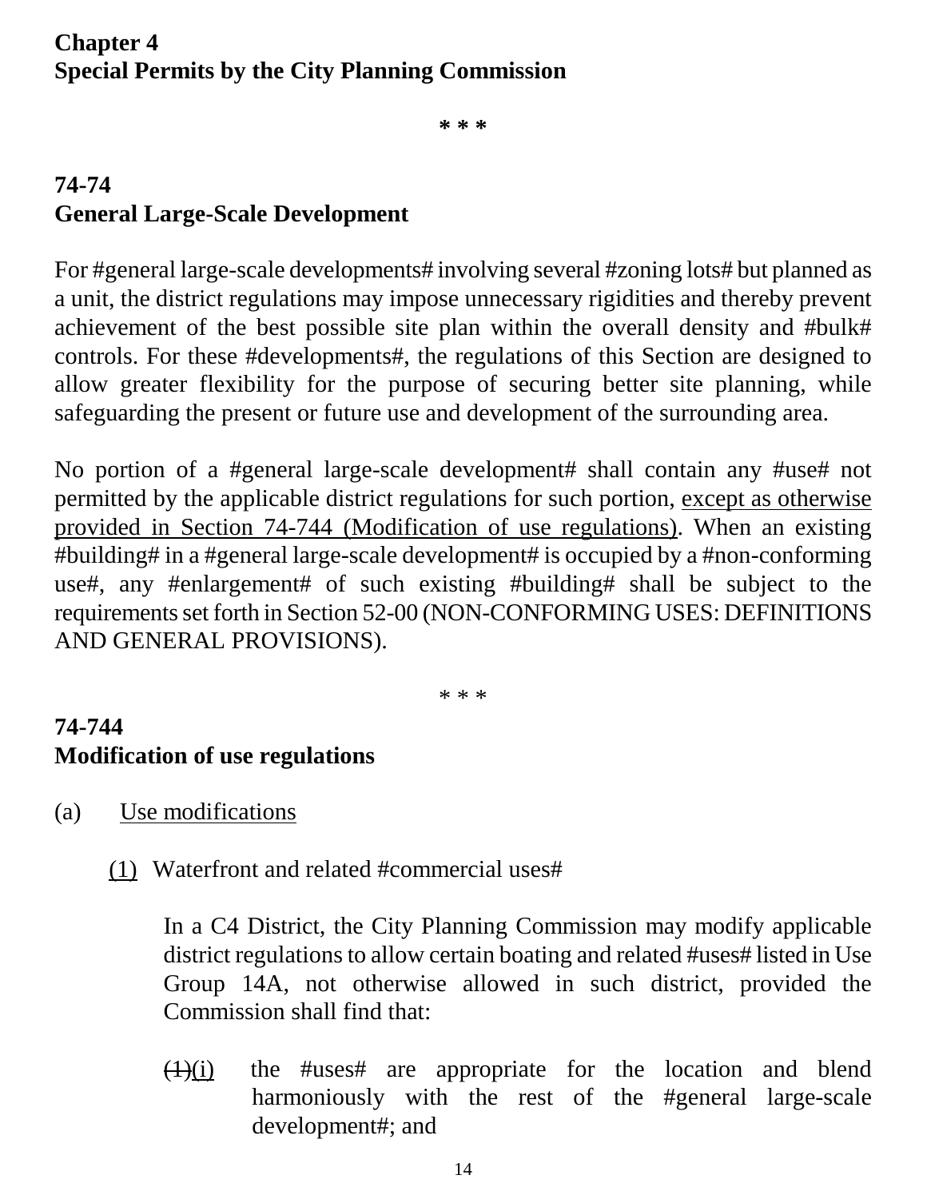## Chapter 4
## Special Permits by the City Planning Commission

\* \* \*

### 74-74
### General Large-Scale Development

For #general large-scale developments# involving several #zoning lots# but planned as a unit, the district regulations may impose unnecessary rigidities and thereby prevent achievement of the best possible site plan within the overall density and #bulk# controls. For these #developments#, the regulations of this Section are designed to allow greater flexibility for the purpose of securing better site planning, while safeguarding the present or future use and development of the surrounding area.

No portion of a #general large-scale development# shall contain any #use# not permitted by the applicable district regulations for such portion, <u>except as otherwise provided in Section 74-744 (Modification of use regulations)</u>. When an existing #building# in a #general large-scale development# is occupied by a #non-conforming use#, any #enlargement# of such existing #building# shall be subject to the requirements set forth in Section 52-00 (NON-CONFORMING USES: DEFINITIONS AND GENERAL PROVISIONS).

\* \* \*

### 74-744
### Modification of use regulations

(a) <u>Use modifications</u>

<u>(1)</u> Waterfront and related #commercial uses#

In a C4 District, the City Planning Commission may modify applicable district regulations to allow certain boating and related #uses# listed in Use Group 14A, not otherwise allowed in such district, provided the Commission shall find that:

~~(1)~~<u>(i)</u> the #uses# are appropriate for the location and blend harmoniously with the rest of the #general large-scale development#; and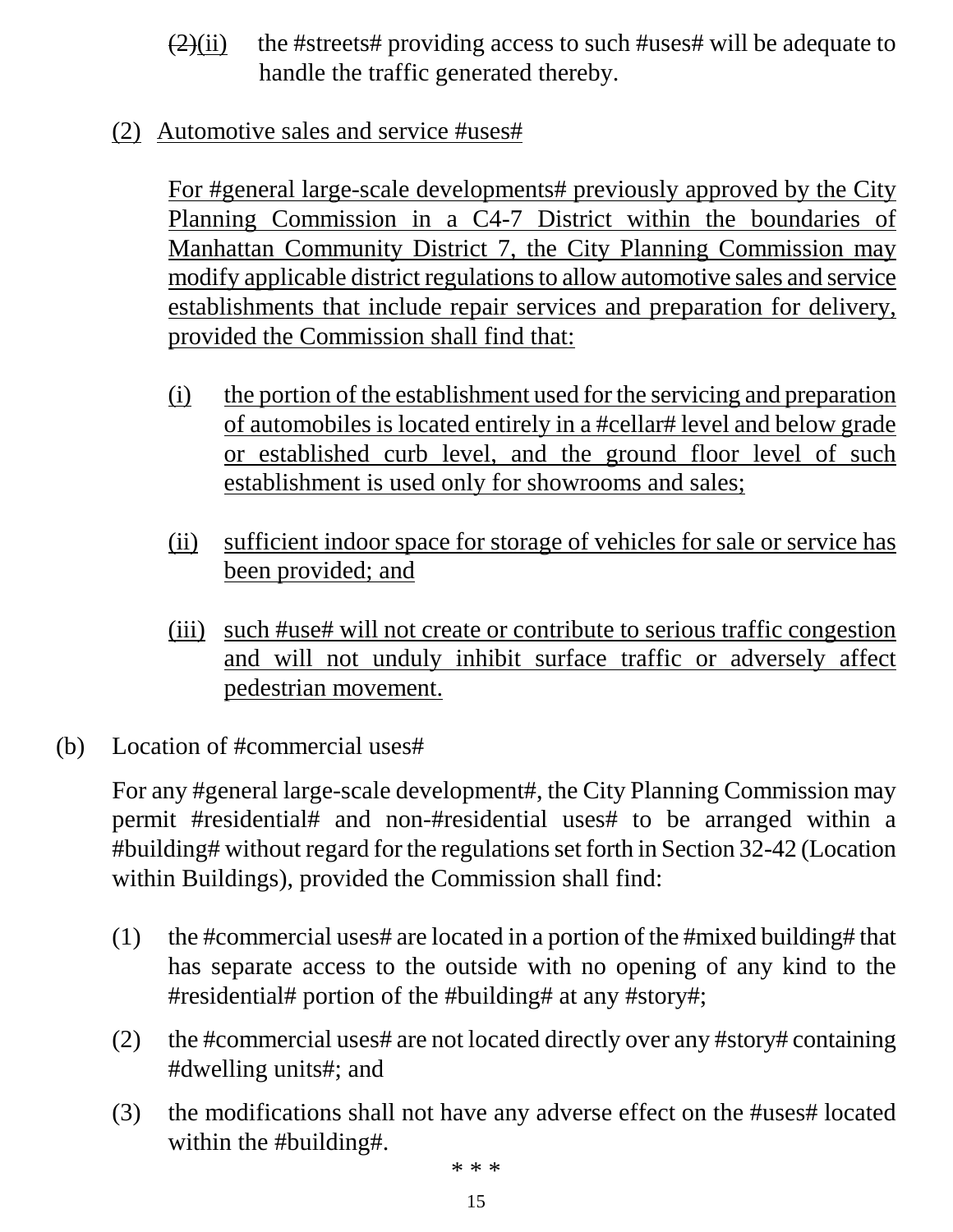~~(2)~~<u>(ii)</u> the #streets# providing access to such #uses# will be adequate to handle the traffic generated thereby.

<u>(2) Automotive sales and service #uses#</u>

<u>For #general large-scale developments# previously approved by the City Planning Commission in a C4-7 District within the boundaries of Manhattan Community District 7, the City Planning Commission may modify applicable district regulations to allow automotive sales and service establishments that include repair services and preparation for delivery, provided the Commission shall find that:</u>

<u>(i) the portion of the establishment used for the servicing and preparation of automobiles is located entirely in a #cellar# level and below grade or established curb level, and the ground floor level of such establishment is used only for showrooms and sales;</u>

<u>(ii) sufficient indoor space for storage of vehicles for sale or service has been provided; and</u>

<u>(iii) such #use# will not create or contribute to serious traffic congestion and will not unduly inhibit surface traffic or adversely affect pedestrian movement.</u>

(b) Location of #commercial uses#

For any #general large-scale development#, the City Planning Commission may permit #residential# and non-#residential uses# to be arranged within a #building# without regard for the regulations set forth in Section 32-42 (Location within Buildings), provided the Commission shall find:

(1) the #commercial uses# are located in a portion of the #mixed building# that has separate access to the outside with no opening of any kind to the #residential# portion of the #building# at any #story#;

(2) the #commercial uses# are not located directly over any #story# containing #dwelling units#; and

(3) the modifications shall not have any adverse effect on the #uses# located within the #building#.

* * *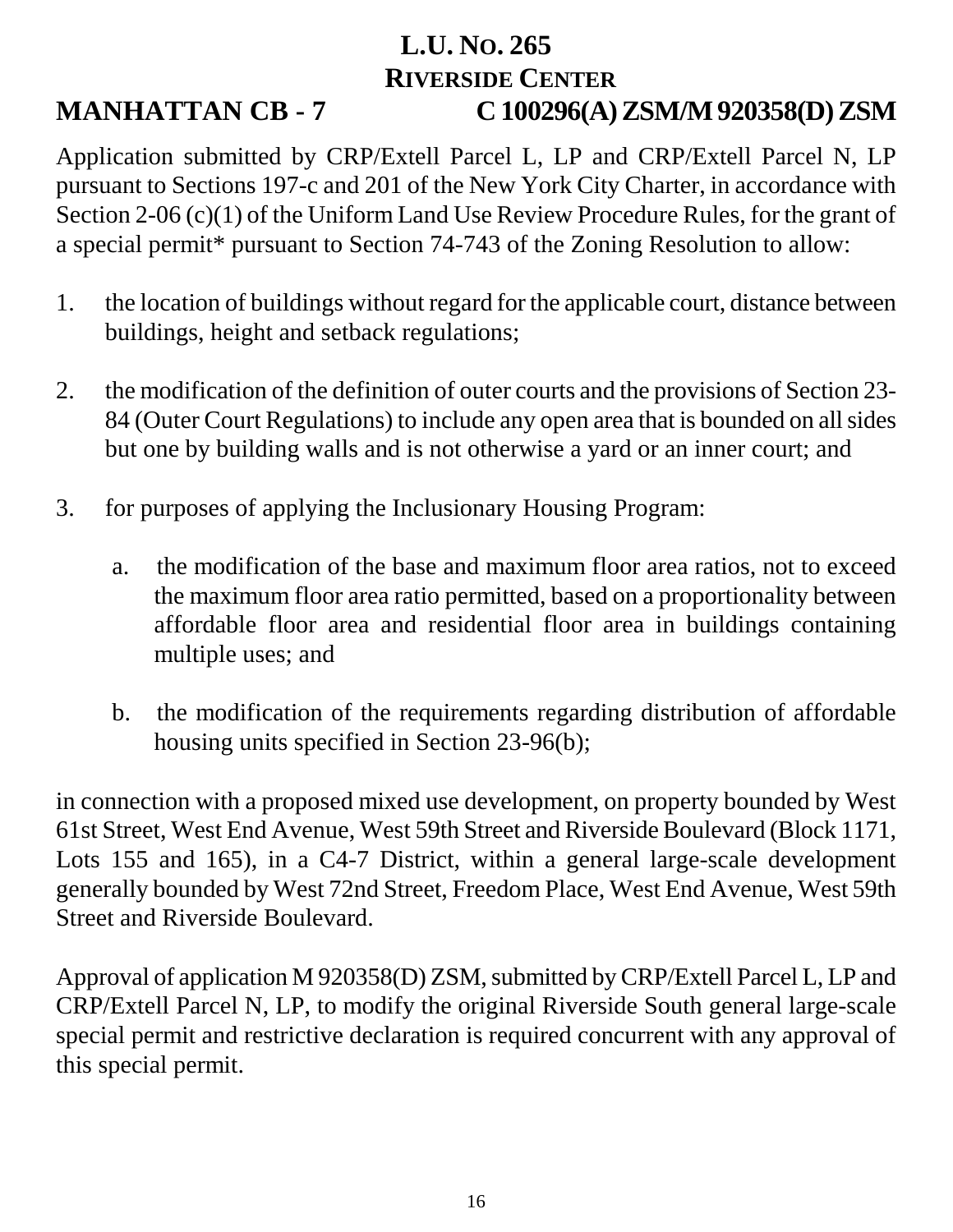# L.U. No. 265
## Riverside Center

**MANHATTAN CB - 7** **C 100296(A) ZSM/M 920358(D) ZSM**

Application submitted by CRP/Extell Parcel L, LP and CRP/Extell Parcel N, LP pursuant to Sections 197-c and 201 of the New York City Charter, in accordance with Section 2-06 (c)(1) of the Uniform Land Use Review Procedure Rules, for the grant of a special permit* pursuant to Section 74-743 of the Zoning Resolution to allow:

1. the location of buildings without regard for the applicable court, distance between buildings, height and setback regulations;

2. the modification of the definition of outer courts and the provisions of Section 23-84 (Outer Court Regulations) to include any open area that is bounded on all sides but one by building walls and is not otherwise a yard or an inner court; and

3. for purposes of applying the Inclusionary Housing Program:

   a. the modification of the base and maximum floor area ratios, not to exceed the maximum floor area ratio permitted, based on a proportionality between affordable floor area and residential floor area in buildings containing multiple uses; and

   b. the modification of the requirements regarding distribution of affordable housing units specified in Section 23-96(b);

in connection with a proposed mixed use development, on property bounded by West 61st Street, West End Avenue, West 59th Street and Riverside Boulevard (Block 1171, Lots 155 and 165), in a C4-7 District, within a general large-scale development generally bounded by West 72nd Street, Freedom Place, West End Avenue, West 59th Street and Riverside Boulevard.

Approval of application M 920358(D) ZSM, submitted by CRP/Extell Parcel L, LP and CRP/Extell Parcel N, LP, to modify the original Riverside South general large-scale special permit and restrictive declaration is required concurrent with any approval of this special permit.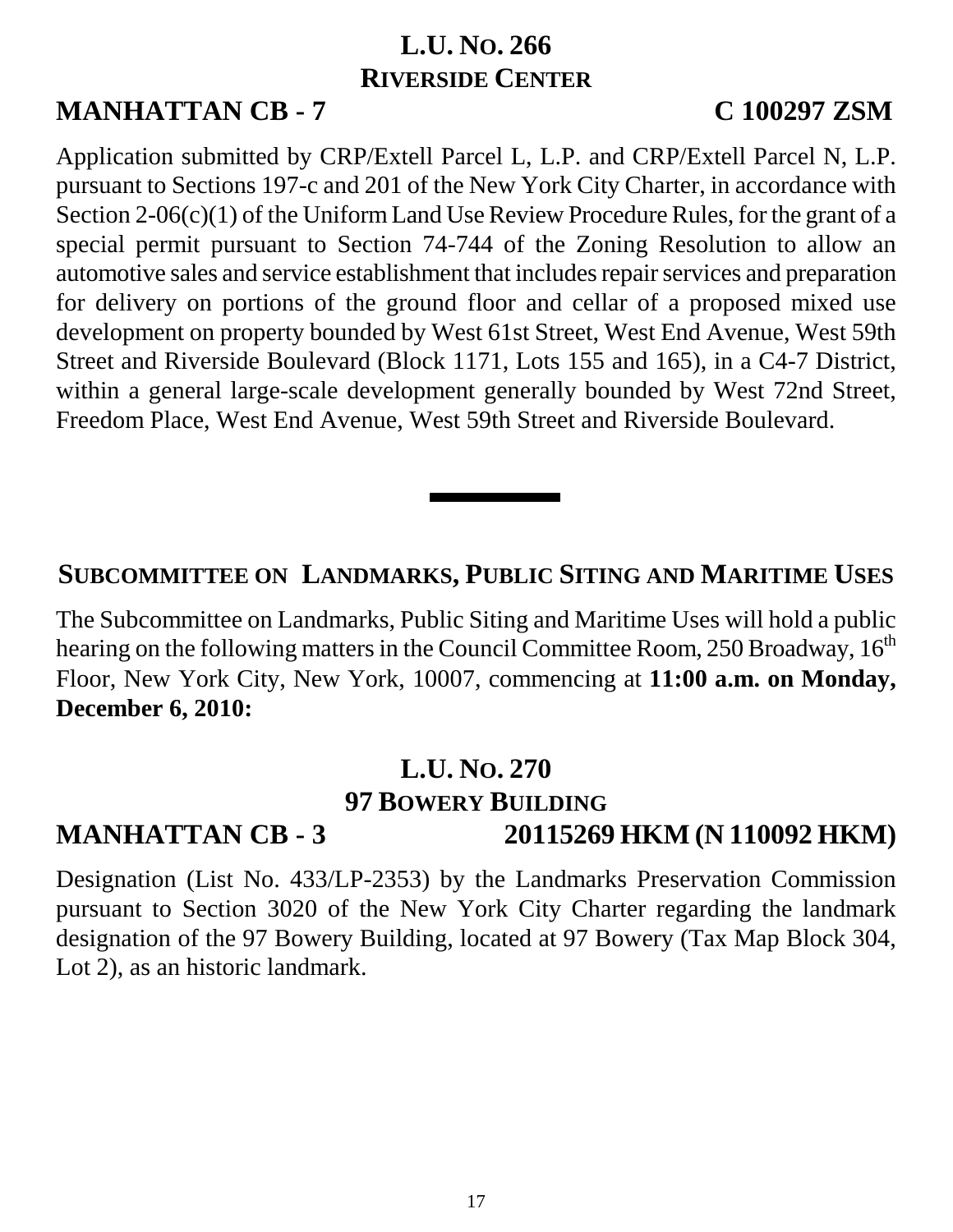## L.U. No. 266
## Riverside Center

**MANHATTAN CB - 7** **C 100297 ZSM**

Application submitted by CRP/Extell Parcel L, L.P. and CRP/Extell Parcel N, L.P. pursuant to Sections 197-c and 201 of the New York City Charter, in accordance with Section 2-06(c)(1) of the Uniform Land Use Review Procedure Rules, for the grant of a special permit pursuant to Section 74-744 of the Zoning Resolution to allow an automotive sales and service establishment that includes repair services and preparation for delivery on portions of the ground floor and cellar of a proposed mixed use development on property bounded by West 61st Street, West End Avenue, West 59th Street and Riverside Boulevard (Block 1171, Lots 155 and 165), in a C4-7 District, within a general large-scale development generally bounded by West 72nd Street, Freedom Place, West End Avenue, West 59th Street and Riverside Boulevard.

---

## Subcommittee on Landmarks, Public Siting and Maritime Uses

The Subcommittee on Landmarks, Public Siting and Maritime Uses will hold a public hearing on the following matters in the Council Committee Room, 250 Broadway, 16th Floor, New York City, New York, 10007, commencing at **11:00 a.m. on Monday, December 6, 2010:**

## L.U. No. 270
## 97 Bowery Building

**MANHATTAN CB - 3** **20115269 HKM (N 110092 HKM)**

Designation (List No. 433/LP-2353) by the Landmarks Preservation Commission pursuant to Section 3020 of the New York City Charter regarding the landmark designation of the 97 Bowery Building, located at 97 Bowery (Tax Map Block 304, Lot 2), as an historic landmark.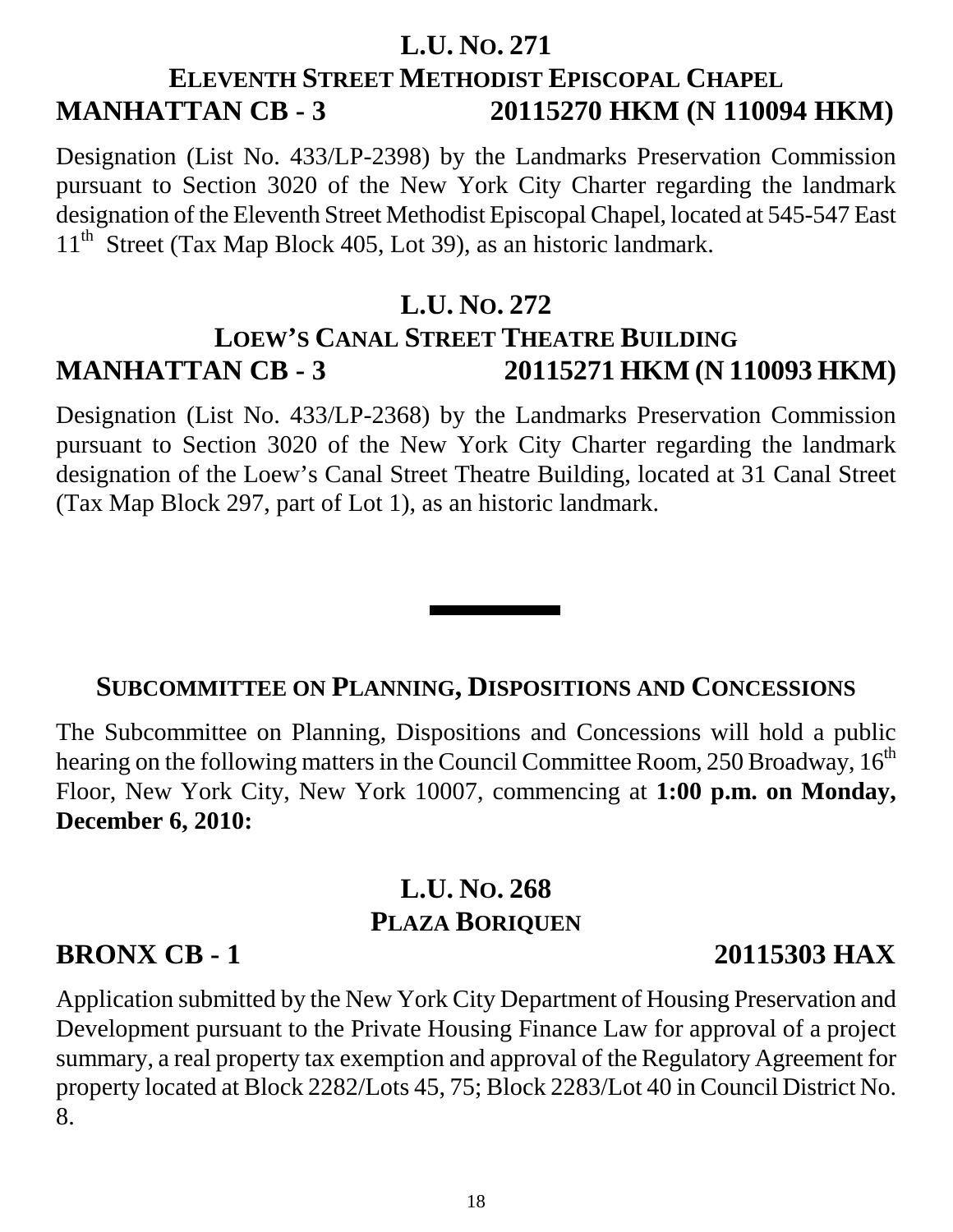## L.U. No. 271

## Eleventh Street Methodist Episcopal Chapel

**MANHATTAN CB - 3 20115270 HKM (N 110094 HKM)**

Designation (List No. 433/LP-2398) by the Landmarks Preservation Commission pursuant to Section 3020 of the New York City Charter regarding the landmark designation of the Eleventh Street Methodist Episcopal Chapel, located at 545-547 East 11th Street (Tax Map Block 405, Lot 39), as an historic landmark.

## L.U. No. 272

## Loew's Canal Street Theatre Building

**MANHATTAN CB - 3 20115271 HKM (N 110093 HKM)**

Designation (List No. 433/LP-2368) by the Landmarks Preservation Commission pursuant to Section 3020 of the New York City Charter regarding the landmark designation of the Loew's Canal Street Theatre Building, located at 31 Canal Street (Tax Map Block 297, part of Lot 1), as an historic landmark.

---

## Subcommittee on Planning, Dispositions and Concessions

The Subcommittee on Planning, Dispositions and Concessions will hold a public hearing on the following matters in the Council Committee Room, 250 Broadway, 16th Floor, New York City, New York 10007, commencing at **1:00 p.m. on Monday, December 6, 2010:**

## L.U. No. 268

## Plaza Boriquen

**BRONX CB - 1 20115303 HAX**

Application submitted by the New York City Department of Housing Preservation and Development pursuant to the Private Housing Finance Law for approval of a project summary, a real property tax exemption and approval of the Regulatory Agreement for property located at Block 2282/Lots 45, 75; Block 2283/Lot 40 in Council District No. 8.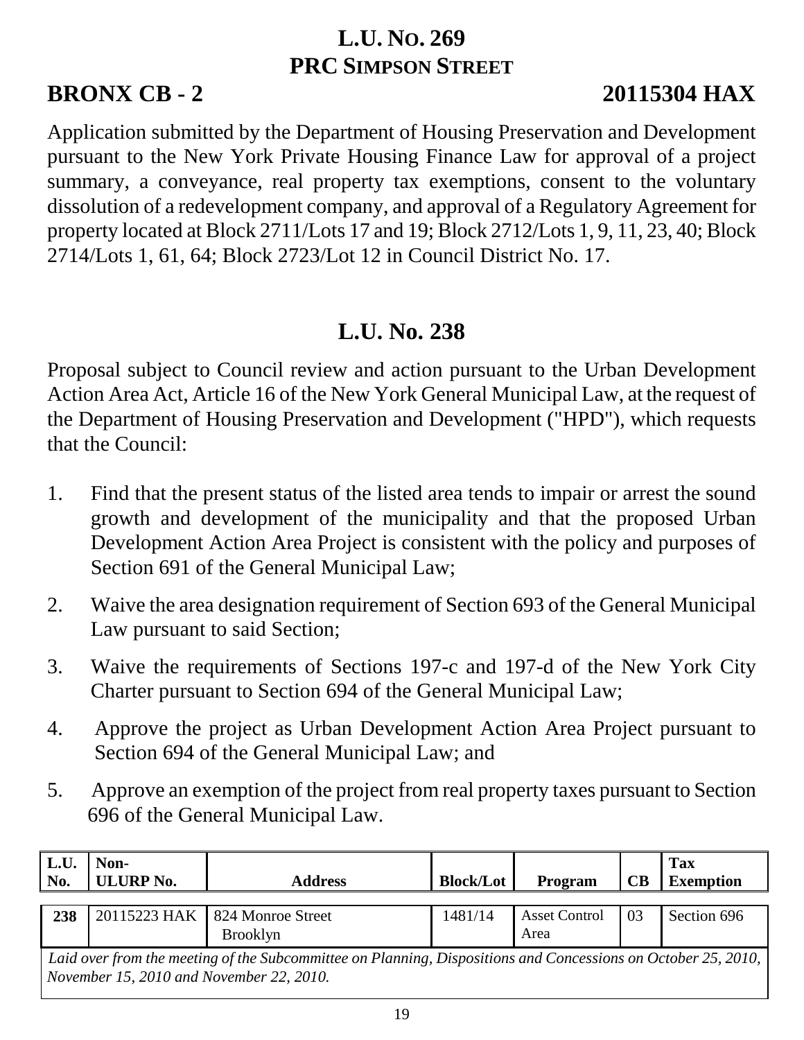## L.U. No. 269
## PRC Simpson Street

**BRONX CB - 2** **20115304 HAX**

Application submitted by the Department of Housing Preservation and Development pursuant to the New York Private Housing Finance Law for approval of a project summary, a conveyance, real property tax exemptions, consent to the voluntary dissolution of a redevelopment company, and approval of a Regulatory Agreement for property located at Block 2711/Lots 17 and 19; Block 2712/Lots 1, 9, 11, 23, 40; Block 2714/Lots 1, 61, 64; Block 2723/Lot 12 in Council District No. 17.

## L.U. No. 238

Proposal subject to Council review and action pursuant to the Urban Development Action Area Act, Article 16 of the New York General Municipal Law, at the request of the Department of Housing Preservation and Development ("HPD"), which requests that the Council:

1. Find that the present status of the listed area tends to impair or arrest the sound growth and development of the municipality and that the proposed Urban Development Action Area Project is consistent with the policy and purposes of Section 691 of the General Municipal Law;
2. Waive the area designation requirement of Section 693 of the General Municipal Law pursuant to said Section;
3. Waive the requirements of Sections 197-c and 197-d of the New York City Charter pursuant to Section 694 of the General Municipal Law;
4. Approve the project as Urban Development Action Area Project pursuant to Section 694 of the General Municipal Law; and
5. Approve an exemption of the project from real property taxes pursuant to Section 696 of the General Municipal Law.

| L.U. No. | Non-ULURP No. | Address | Block/Lot | Program | CB | Tax Exemption |
|---|---|---|---|---|---|---|
| **238** | 20115223 HAK | 824 Monroe Street Brooklyn | 1481/14 | Asset Control Area | 03 | Section 696 |

*Laid over from the meeting of the Subcommittee on Planning, Dispositions and Concessions on October 25, 2010, November 15, 2010 and November 22, 2010.*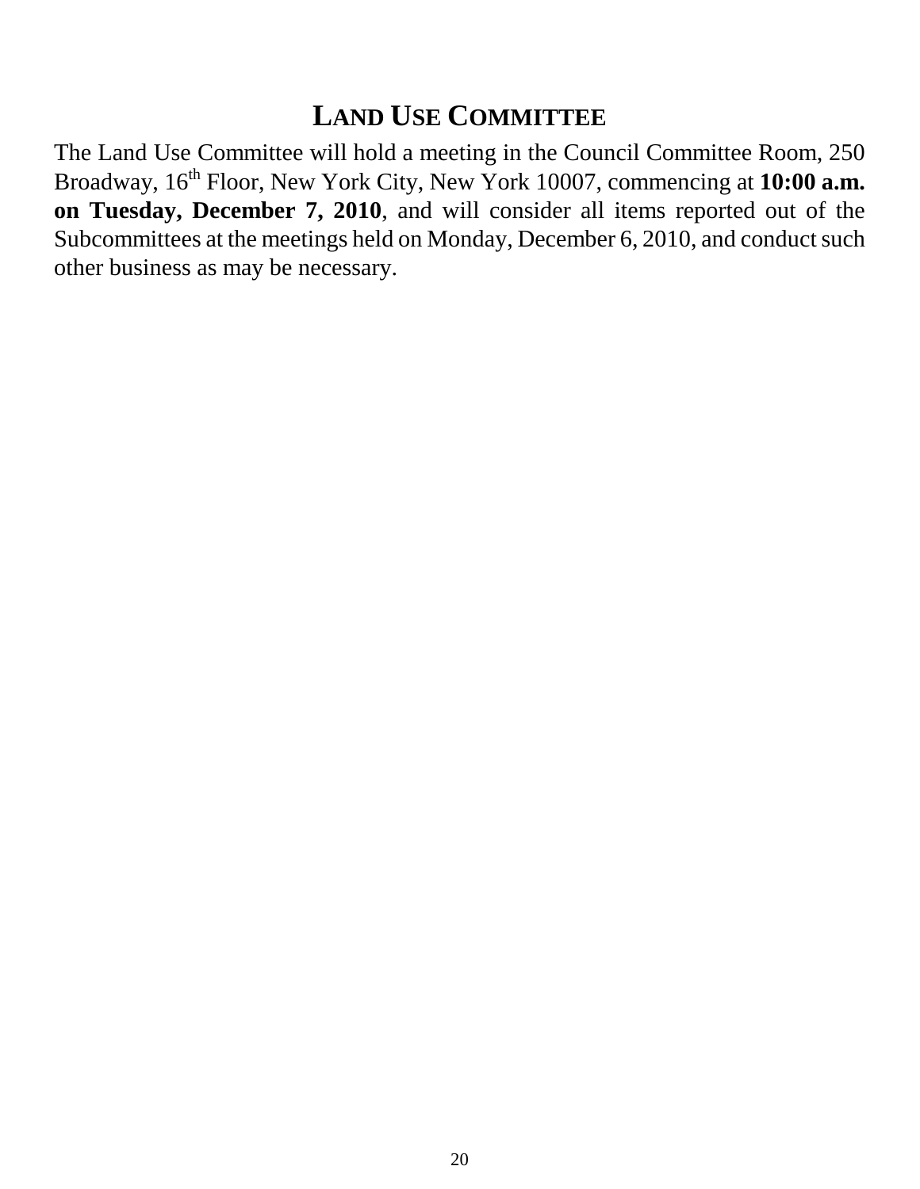## LAND USE COMMITTEE

The Land Use Committee will hold a meeting in the Council Committee Room, 250 Broadway, 16th Floor, New York City, New York 10007, commencing at **10:00 a.m. on Tuesday, December 7, 2010**, and will consider all items reported out of the Subcommittees at the meetings held on Monday, December 6, 2010, and conduct such other business as may be necessary.